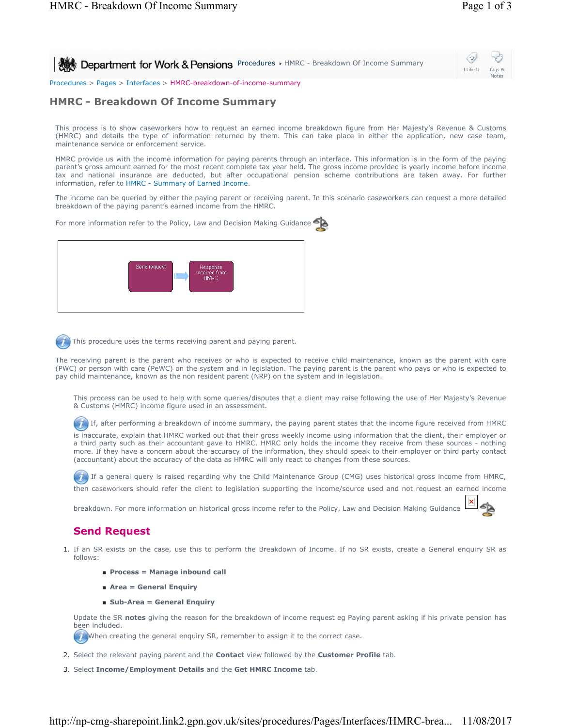Department for Work & Pensions Procedures ▸ HMRC - Breakdown Of Income Summary

I Like It | Tags & Notes

Procedures > Pages > Interfaces > HMRC-breakdown-of-income-summary

# HMRC - Breakdown Of Income Summary

This process is to show caseworkers how to request an earned income breakdown figure from Her Majesty's Revenue & Customs (HMRC) and details the type of information returned by them. This can take place in either the application, new case team, maintenance service or enforcement service.

HMRC provide us with the income information for paying parents through an interface. This information is in the form of the paying parent's gross amount earned for the most recent complete tax year held. The gross income provided is yearly income before income tax and national insurance are deducted, but after occupational pension scheme contributions are taken away. For further information, refer to HMRC - Summary of Earned Income.

The income can be queried by either the paying parent or receiving parent. In this scenario caseworkers can request a more detailed breakdown of the paying parent's earned income from the HMRC.

For more information refer to the Policy, Law and Decision Making Guidance

Send request → Response received from HMRC

This procedure uses the terms receiving parent and paying parent.

The receiving parent is the parent who receives or who is expected to receive child maintenance, known as the parent with care (PWC) or person with care (PeWC) on the system and in legislation. The paying parent is the parent who pays or who is expected to pay child maintenance, known as the non resident parent (NRP) on the system and in legislation.

This process can be used to help with some queries/disputes that a client may raise following the use of Her Majesty's Revenue & Customs (HMRC) income figure used in an assessment.

If, after performing a breakdown of income summary, the paying parent states that the income figure received from HMRC is inaccurate, explain that HMRC worked out that their gross weekly income using information that the client, their employer or a third party such as their accountant gave to HMRC. HMRC only holds the income they receive from these sources - nothing more. If they have a concern about the accuracy of the information, they should speak to their employer or third party contact (accountant) about the accuracy of the data as HMRC will only react to changes from these sources.

If a general query is raised regarding why the Child Maintenance Group (CMG) uses historical gross income from HMRC, then caseworkers should refer the client to legislation supporting the income/source used and not request an earned income breakdown. For more information on historical gross income refer to the Policy, Law and Decision Making Guidance

## Send Request

1. If an SR exists on the case, use this to perform the Breakdown of Income. If no SR exists, create a General enquiry SR as follows:
   - **Process = Manage inbound call**
   - **Area = General Enquiry**
   - **Sub-Area = General Enquiry**

   Update the SR **notes** giving the reason for the breakdown of income request eg Paying parent asking if his private pension has been included.

   When creating the general enquiry SR, remember to assign it to the correct case.

2. Select the relevant paying parent and the **Contact** view followed by the **Customer Profile** tab.
3. Select **Income/Employment Details** and the **Get HMRC Income** tab.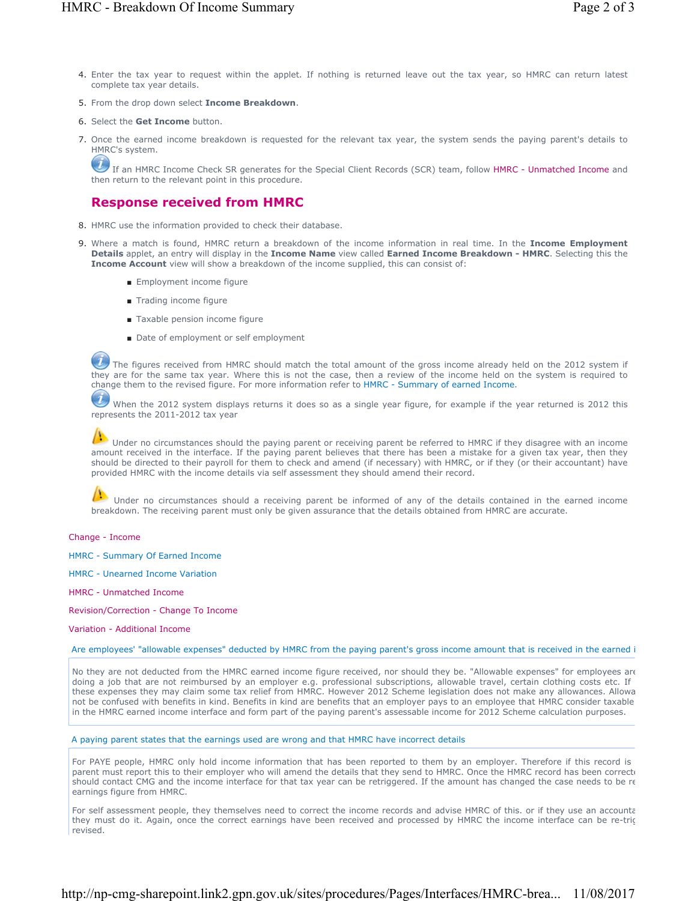4. Enter the tax year to request within the applet. If nothing is returned leave out the tax year, so HMRC can return latest complete tax year details.
5. From the drop down select **Income Breakdown**.
6. Select the **Get Income** button.
7. Once the earned income breakdown is requested for the relevant tax year, the system sends the paying parent's details to HMRC's system.

   If an HMRC Income Check SR generates for the Special Client Records (SCR) team, follow HMRC - Unmatched Income and then return to the relevant point in this procedure.

## Response received from HMRC

8. HMRC use the information provided to check their database.
9. Where a match is found, HMRC return a breakdown of the income information in real time. In the **Income Employment Details** applet, an entry will display in the **Income Name** view called **Earned Income Breakdown - HMRC**. Selecting this the **Income Account** view will show a breakdown of the income supplied, this can consist of:
   - Employment income figure
   - Trading income figure
   - Taxable pension income figure
   - Date of employment or self employment

   The figures received from HMRC should match the total amount of the gross income already held on the 2012 system if they are for the same tax year. Where this is not the case, then a review of the income held on the system is required to change them to the revised figure. For more information refer to HMRC - Summary of earned Income.

   When the 2012 system displays returns it does so as a single year figure, for example if the year returned is 2012 this represents the 2011-2012 tax year

   Under no circumstances should the paying parent or receiving parent be referred to HMRC if they disagree with an income amount received in the interface. If the paying parent believes that there has been a mistake for a given tax year, then they should be directed to their payroll for them to check and amend (if necessary) with HMRC, or if they (or their accountant) have provided HMRC with the income details via self assessment they should amend their record.

   Under no circumstances should a receiving parent be informed of any of the details contained in the earned income breakdown. The receiving parent must only be given assurance that the details obtained from HMRC are accurate.

Change - Income

HMRC - Summary Of Earned Income

HMRC - Unearned Income Variation

HMRC - Unmatched Income

Revision/Correction - Change To Income

Variation - Additional Income

Are employees' "allowable expenses" deducted by HMRC from the paying parent's gross income amount that is received in the earned i

No they are not deducted from the HMRC earned income figure received, nor should they be. "Allowable expenses" for employees are doing a job that are not reimbursed by an employer e.g. professional subscriptions, allowable travel, certain clothing costs etc. If these expenses they may claim some tax relief from HMRC. However 2012 Scheme legislation does not make any allowances. Allowa not be confused with benefits in kind. Benefits in kind are benefits that an employer pays to an employee that HMRC consider taxable in the HMRC earned income interface and form part of the paying parent's assessable income for 2012 Scheme calculation purposes.

A paying parent states that the earnings used are wrong and that HMRC have incorrect details

For PAYE people, HMRC only hold income information that has been reported to them by an employer. Therefore if this record is parent must report this to their employer who will amend the details that they send to HMRC. Once the HMRC record has been correct should contact CMG and the income interface for that tax year can be retriggered. If the amount has changed the case needs to be re earnings figure from HMRC.

For self assessment people, they themselves need to correct the income records and advise HMRC of this. or if they use an accounta they must do it. Again, once the correct earnings have been received and processed by HMRC the income interface can be re-tric revised.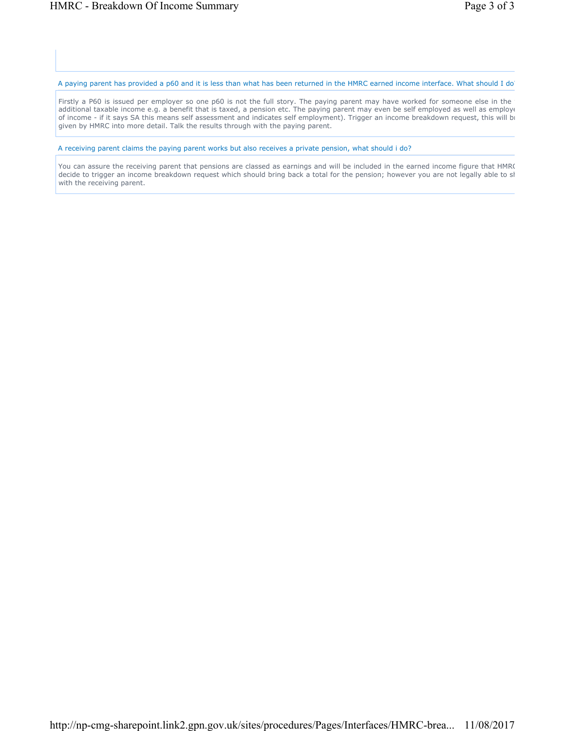A paying parent has provided a p60 and it is less than what has been returned in the HMRC earned income interface. What should I do'

Firstly a P60 is issued per employer so one p60 is not the full story. The paying parent may have worked for someone else in the additional taxable income e.g. a benefit that is taxed, a pension etc. The paying parent may even be self employed as well as employe of income - if it says SA this means self assessment and indicates self employment). Trigger an income breakdown request, this will bı given by HMRC into more detail. Talk the results through with the paying parent.

A receiving parent claims the paying parent works but also receives a private pension, what should i do?

You can assure the receiving parent that pensions are classed as earnings and will be included in the earned income figure that HMRC decide to trigger an income breakdown request which should bring back a total for the pension; however you are not legally able to sl with the receiving parent.